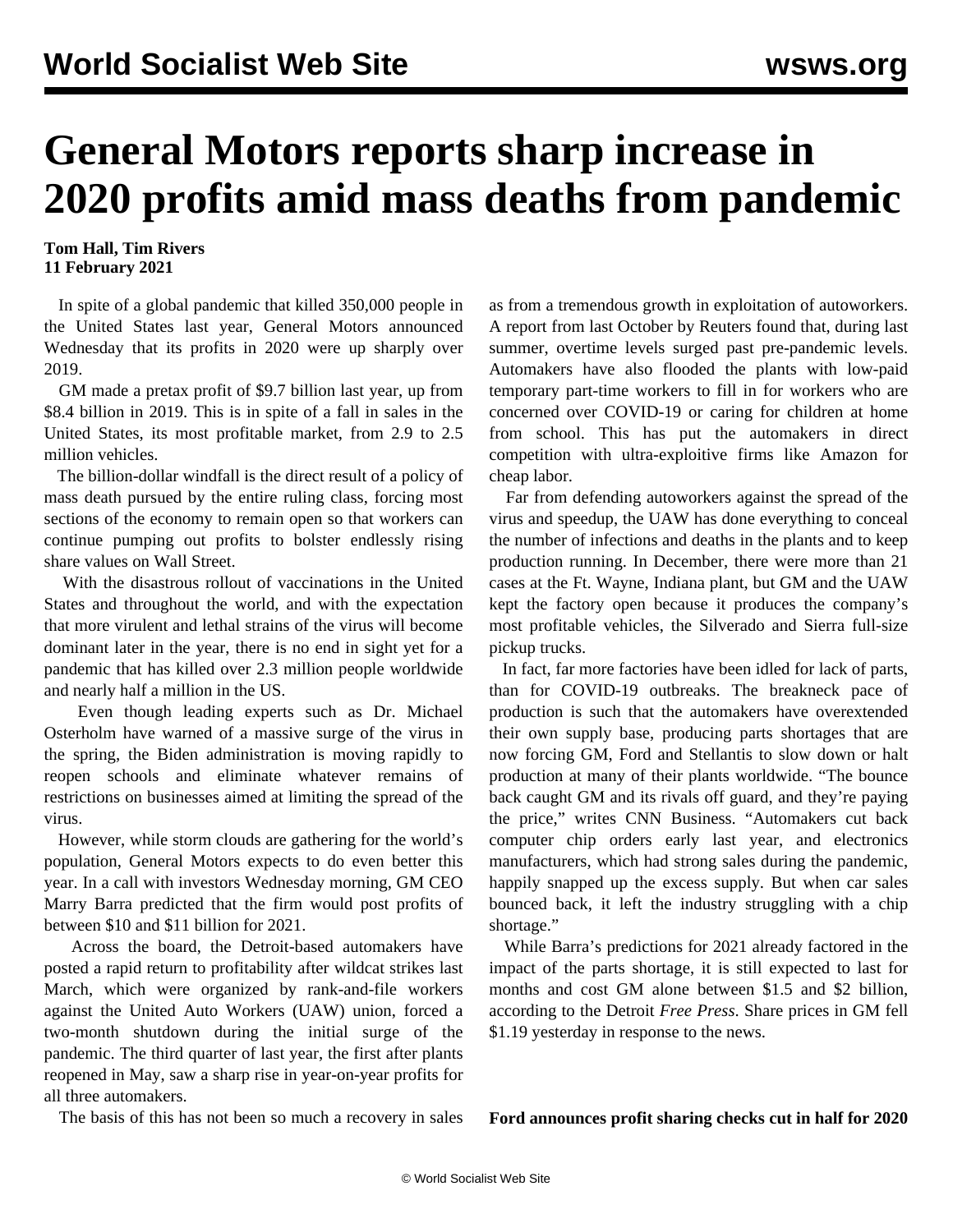# General Motors reports sharp increase in 2020 profits amid mass deaths from pandemic

**Tom Hall, Tim Rivers**
**11 February 2021**

In spite of a global pandemic that killed 350,000 people in the United States last year, General Motors announced Wednesday that its profits in 2020 were up sharply over 2019.

GM made a pretax profit of $9.7 billion last year, up from $8.4 billion in 2019. This is in spite of a fall in sales in the United States, its most profitable market, from 2.9 to 2.5 million vehicles.

The billion-dollar windfall is the direct result of a policy of mass death pursued by the entire ruling class, forcing most sections of the economy to remain open so that workers can continue pumping out profits to bolster endlessly rising share values on Wall Street.

With the disastrous rollout of vaccinations in the United States and throughout the world, and with the expectation that more virulent and lethal strains of the virus will become dominant later in the year, there is no end in sight yet for a pandemic that has killed over 2.3 million people worldwide and nearly half a million in the US.

Even though leading experts such as Dr. Michael Osterholm have warned of a massive surge of the virus in the spring, the Biden administration is moving rapidly to reopen schools and eliminate whatever remains of restrictions on businesses aimed at limiting the spread of the virus.

However, while storm clouds are gathering for the world's population, General Motors expects to do even better this year. In a call with investors Wednesday morning, GM CEO Marry Barra predicted that the firm would post profits of between $10 and $11 billion for 2021.

Across the board, the Detroit-based automakers have posted a rapid return to profitability after wildcat strikes last March, which were organized by rank-and-file workers against the United Auto Workers (UAW) union, forced a two-month shutdown during the initial surge of the pandemic. The third quarter of last year, the first after plants reopened in May, saw a sharp rise in year-on-year profits for all three automakers.

The basis of this has not been so much a recovery in sales as from a tremendous growth in exploitation of autoworkers. A report from last October by Reuters found that, during last summer, overtime levels surged past pre-pandemic levels. Automakers have also flooded the plants with low-paid temporary part-time workers to fill in for workers who are concerned over COVID-19 or caring for children at home from school. This has put the automakers in direct competition with ultra-exploitive firms like Amazon for cheap labor.

Far from defending autoworkers against the spread of the virus and speedup, the UAW has done everything to conceal the number of infections and deaths in the plants and to keep production running. In December, there were more than 21 cases at the Ft. Wayne, Indiana plant, but GM and the UAW kept the factory open because it produces the company's most profitable vehicles, the Silverado and Sierra full-size pickup trucks.

In fact, far more factories have been idled for lack of parts, than for COVID-19 outbreaks. The breakneck pace of production is such that the automakers have overextended their own supply base, producing parts shortages that are now forcing GM, Ford and Stellantis to slow down or halt production at many of their plants worldwide. "The bounce back caught GM and its rivals off guard, and they're paying the price," writes CNN Business. "Automakers cut back computer chip orders early last year, and electronics manufacturers, which had strong sales during the pandemic, happily snapped up the excess supply. But when car sales bounced back, it left the industry struggling with a chip shortage."

While Barra's predictions for 2021 already factored in the impact of the parts shortage, it is still expected to last for months and cost GM alone between $1.5 and $2 billion, according to the Detroit *Free Press*. Share prices in GM fell $1.19 yesterday in response to the news.

**Ford announces profit sharing checks cut in half for 2020**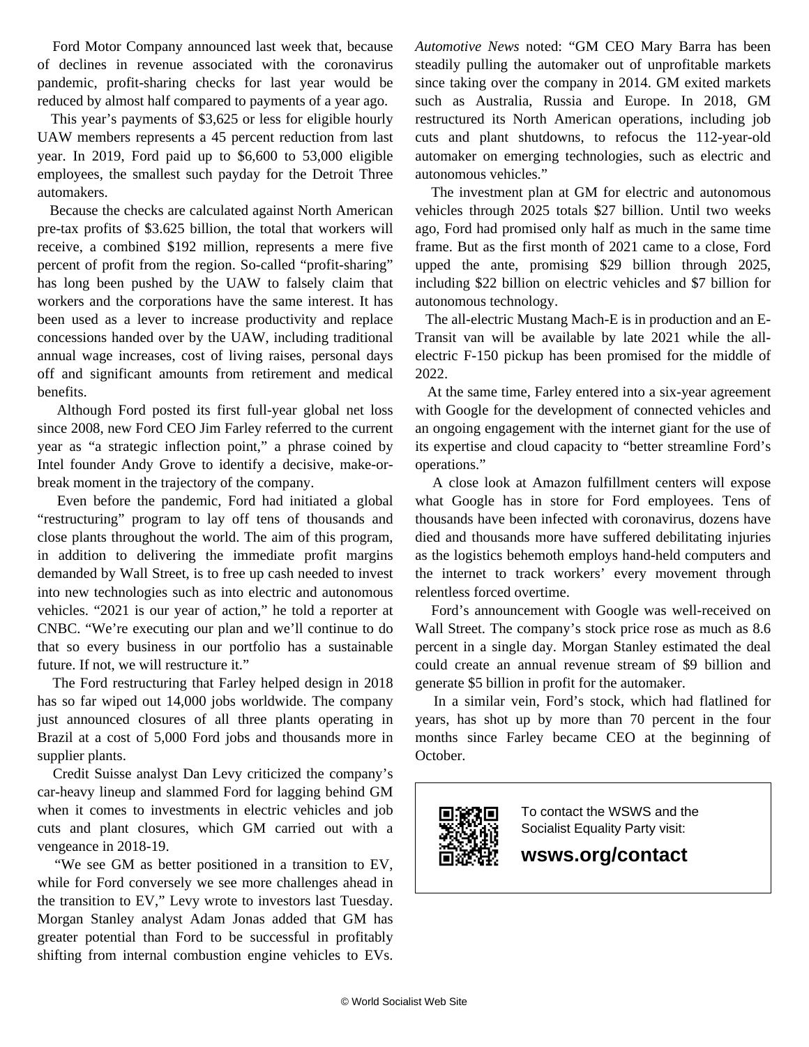Ford Motor Company announced last week that, because of declines in revenue associated with the coronavirus pandemic, profit-sharing checks for last year would be reduced by almost half compared to payments of a year ago.

This year's payments of $3,625 or less for eligible hourly UAW members represents a 45 percent reduction from last year. In 2019, Ford paid up to $6,600 to 53,000 eligible employees, the smallest such payday for the Detroit Three automakers.

Because the checks are calculated against North American pre-tax profits of $3.625 billion, the total that workers will receive, a combined $192 million, represents a mere five percent of profit from the region. So-called "profit-sharing" has long been pushed by the UAW to falsely claim that workers and the corporations have the same interest. It has been used as a lever to increase productivity and replace concessions handed over by the UAW, including traditional annual wage increases, cost of living raises, personal days off and significant amounts from retirement and medical benefits.

Although Ford posted its first full-year global net loss since 2008, new Ford CEO Jim Farley referred to the current year as "a strategic inflection point," a phrase coined by Intel founder Andy Grove to identify a decisive, make-or-break moment in the trajectory of the company.

Even before the pandemic, Ford had initiated a global "restructuring" program to lay off tens of thousands and close plants throughout the world. The aim of this program, in addition to delivering the immediate profit margins demanded by Wall Street, is to free up cash needed to invest into new technologies such as into electric and autonomous vehicles. "2021 is our year of action," he told a reporter at CNBC. "We're executing our plan and we'll continue to do that so every business in our portfolio has a sustainable future. If not, we will restructure it."

The Ford restructuring that Farley helped design in 2018 has so far wiped out 14,000 jobs worldwide. The company just announced closures of all three plants operating in Brazil at a cost of 5,000 Ford jobs and thousands more in supplier plants.

Credit Suisse analyst Dan Levy criticized the company's car-heavy lineup and slammed Ford for lagging behind GM when it comes to investments in electric vehicles and job cuts and plant closures, which GM carried out with a vengeance in 2018-19.

"We see GM as better positioned in a transition to EV, while for Ford conversely we see more challenges ahead in the transition to EV," Levy wrote to investors last Tuesday. Morgan Stanley analyst Adam Jonas added that GM has greater potential than Ford to be successful in profitably shifting from internal combustion engine vehicles to EVs. *Automotive News* noted: "GM CEO Mary Barra has been steadily pulling the automaker out of unprofitable markets since taking over the company in 2014. GM exited markets such as Australia, Russia and Europe. In 2018, GM restructured its North American operations, including job cuts and plant shutdowns, to refocus the 112-year-old automaker on emerging technologies, such as electric and autonomous vehicles."

The investment plan at GM for electric and autonomous vehicles through 2025 totals $27 billion. Until two weeks ago, Ford had promised only half as much in the same time frame. But as the first month of 2021 came to a close, Ford upped the ante, promising $29 billion through 2025, including $22 billion on electric vehicles and $7 billion for autonomous technology.

The all-electric Mustang Mach-E is in production and an E-Transit van will be available by late 2021 while the all-electric F-150 pickup has been promised for the middle of 2022.

At the same time, Farley entered into a six-year agreement with Google for the development of connected vehicles and an ongoing engagement with the internet giant for the use of its expertise and cloud capacity to "better streamline Ford's operations."

A close look at Amazon fulfillment centers will expose what Google has in store for Ford employees. Tens of thousands have been infected with coronavirus, dozens have died and thousands more have suffered debilitating injuries as the logistics behemoth employs hand-held computers and the internet to track workers' every movement through relentless forced overtime.

Ford's announcement with Google was well-received on Wall Street. The company's stock price rose as much as 8.6 percent in a single day. Morgan Stanley estimated the deal could create an annual revenue stream of $9 billion and generate $5 billion in profit for the automaker.

In a similar vein, Ford's stock, which had flatlined for years, has shot up by more than 70 percent in the four months since Farley became CEO at the beginning of October.

To contact the WSWS and the Socialist Equality Party visit:

**wsws.org/contact**